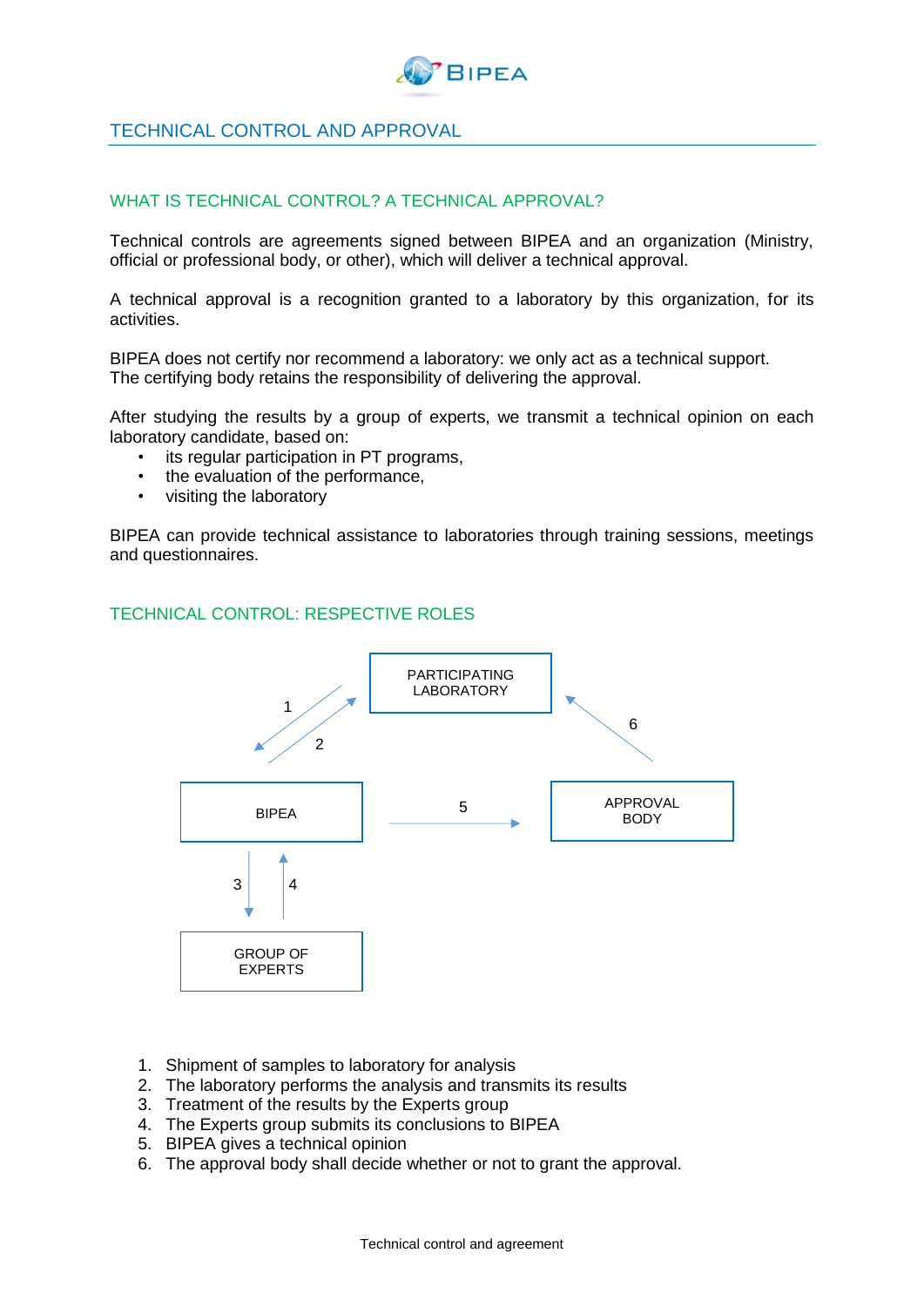BIPEA

# TECHNICAL CONTROL AND APPROVAL

## WHAT IS TECHNICAL CONTROL? A TECHNICAL APPROVAL?

Technical controls are agreements signed between BIPEA and an organization (Ministry, official or professional body, or other), which will deliver a technical approval.

A technical approval is a recognition granted to a laboratory by this organization, for its activities.

BIPEA does not certify nor recommend a laboratory: we only act as a technical support.
The certifying body retains the responsibility of delivering the approval.

After studying the results by a group of experts, we transmit a technical opinion on each laboratory candidate, based on:

- its regular participation in PT programs,
- the evaluation of the performance,
- visiting the laboratory

BIPEA can provide technical assistance to laboratories through training sessions, meetings and questionnaires.

## TECHNICAL CONTROL: RESPECTIVE ROLES

PARTICIPATING LABORATORY

BIPEA

APPROVAL BODY

GROUP OF EXPERTS

1. Shipment of samples to laboratory for analysis
2. The laboratory performs the analysis and transmits its results
3. Treatment of the results by the Experts group
4. The Experts group submits its conclusions to BIPEA
5. BIPEA gives a technical opinion
6. The approval body shall decide whether or not to grant the approval.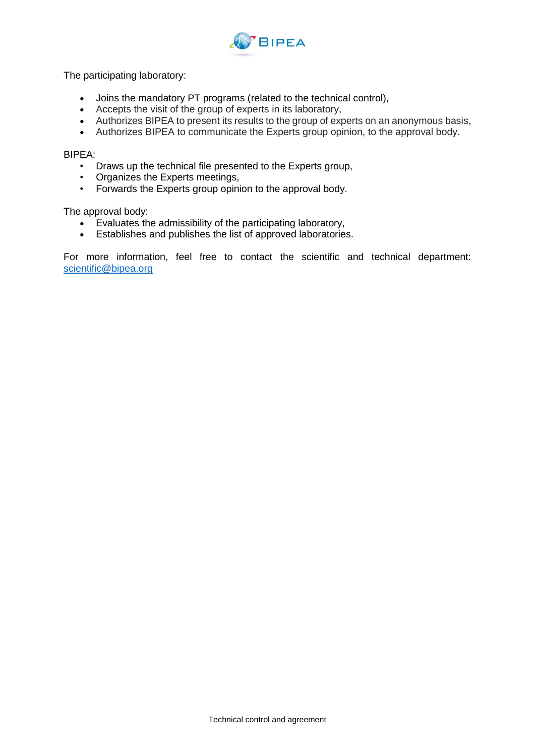The participating laboratory:

- Joins the mandatory PT programs (related to the technical control),
- Accepts the visit of the group of experts in its laboratory,
- Authorizes BIPEA to present its results to the group of experts on an anonymous basis,
- Authorizes BIPEA to communicate the Experts group opinion, to the approval body.

BIPEA:

- Draws up the technical file presented to the Experts group,
- Organizes the Experts meetings,
- Forwards the Experts group opinion to the approval body.

The approval body:

- Evaluates the admissibility of the participating laboratory,
- Establishes and publishes the list of approved laboratories.

For more information, feel free to contact the scientific and technical department: scientific@bipea.org